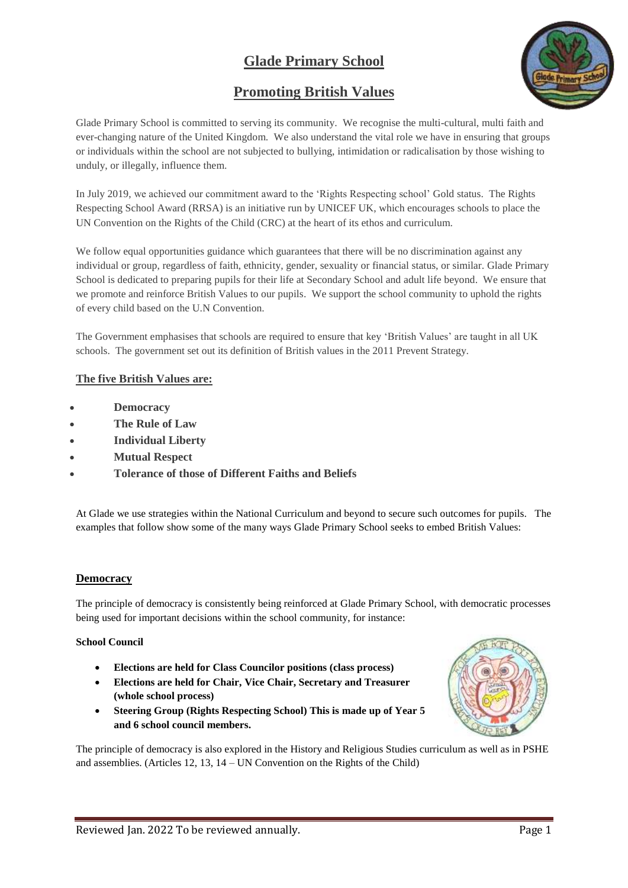# Glade Primary School

## Promoting British Values

Glade Primary School is committed to serving its community. We recognise the multi-cultural, multi faith and ever-changing nature of the United Kingdom. We also understand the vital role we have in ensuring that groups or individuals within the school are not subjected to bullying, intimidation or radicalisation by those wishing to unduly, or illegally, influence them.

In July 2019, we achieved our commitment award to the 'Rights Respecting school' Gold status. The Rights Respecting School Award (RRSA) is an initiative run by UNICEF UK, which encourages schools to place the UN Convention on the Rights of the Child (CRC) at the heart of its ethos and curriculum.

We follow equal opportunities guidance which guarantees that there will be no discrimination against any individual or group, regardless of faith, ethnicity, gender, sexuality or financial status, or similar. Glade Primary School is dedicated to preparing pupils for their life at Secondary School and adult life beyond. We ensure that we promote and reinforce British Values to our pupils. We support the school community to uphold the rights of every child based on the U.N Convention.

The Government emphasises that schools are required to ensure that key 'British Values' are taught in all UK schools. The government set out its definition of British values in the 2011 Prevent Strategy.

### The five British Values are:

- **Democracy**
- **The Rule of Law**
- **Individual Liberty**
- **Mutual Respect**
- **Tolerance of those of Different Faiths and Beliefs**

At Glade we use strategies within the National Curriculum and beyond to secure such outcomes for pupils. The examples that follow show some of the many ways Glade Primary School seeks to embed British Values:

### Democracy

The principle of democracy is consistently being reinforced at Glade Primary School, with democratic processes being used for important decisions within the school community, for instance:

**School Council**

- **Elections are held for Class Councilor positions (class process)**
- **Elections are held for Chair, Vice Chair, Secretary and Treasurer (whole school process)**
- **Steering Group (Rights Respecting School) This is made up of Year 5 and 6 school council members.**

The principle of democracy is also explored in the History and Religious Studies curriculum as well as in PSHE and assemblies. (Articles 12, 13, 14 – UN Convention on the Rights of the Child)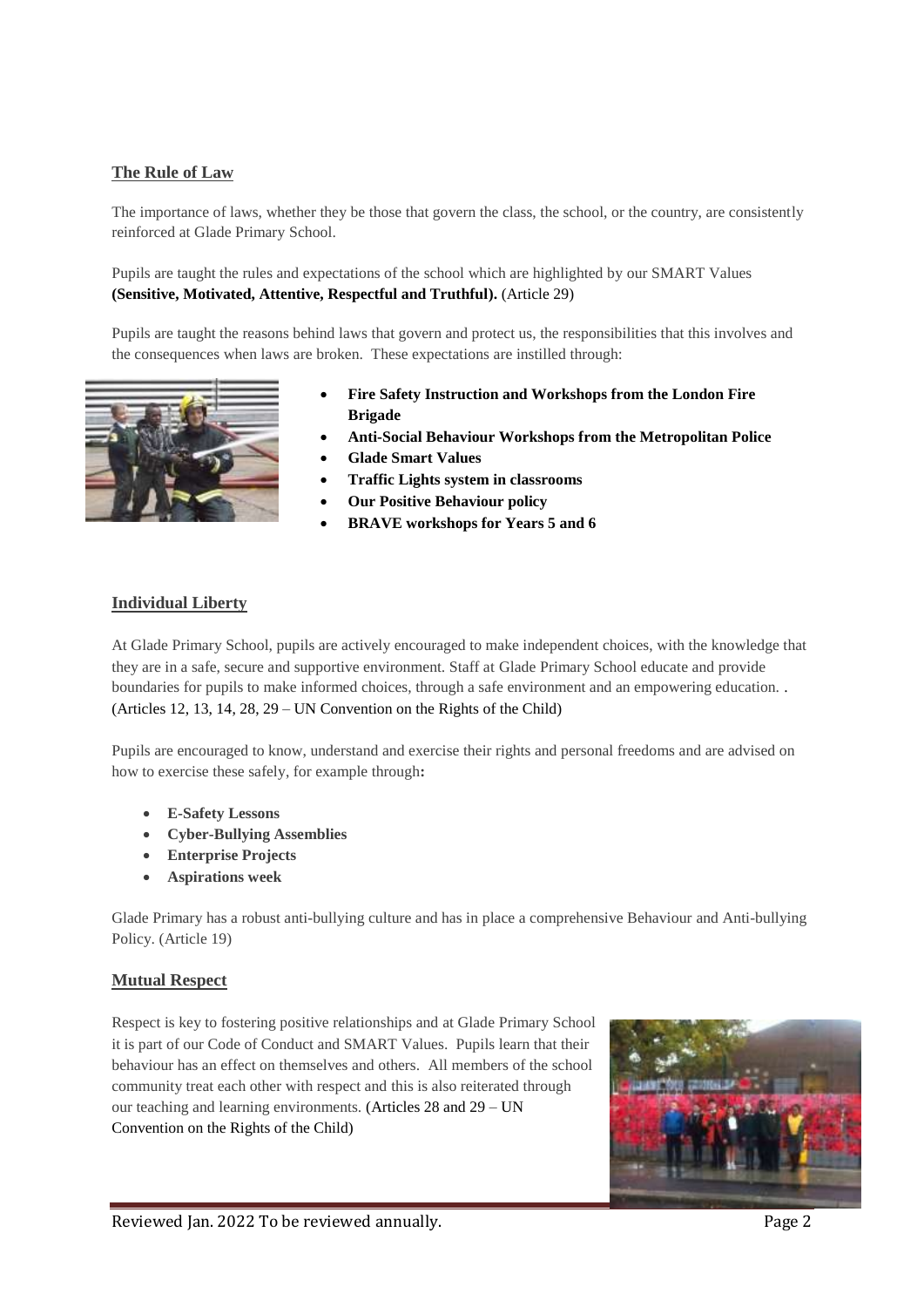## The Rule of Law

The importance of laws, whether they be those that govern the class, the school, or the country, are consistently reinforced at Glade Primary School.

Pupils are taught the rules and expectations of the school which are highlighted by our SMART Values **(Sensitive, Motivated, Attentive, Respectful and Truthful).** (Article 29)

Pupils are taught the reasons behind laws that govern and protect us, the responsibilities that this involves and the consequences when laws are broken. These expectations are instilled through:

- **Fire Safety Instruction and Workshops from the London Fire Brigade**
- **Anti-Social Behaviour Workshops from the Metropolitan Police**
- **Glade Smart Values**
- **Traffic Lights system in classrooms**
- **Our Positive Behaviour policy**
- **BRAVE workshops for Years 5 and 6**

## Individual Liberty

At Glade Primary School, pupils are actively encouraged to make independent choices, with the knowledge that they are in a safe, secure and supportive environment. Staff at Glade Primary School educate and provide boundaries for pupils to make informed choices, through a safe environment and an empowering education. . (Articles 12, 13, 14, 28, 29 – UN Convention on the Rights of the Child)

Pupils are encouraged to know, understand and exercise their rights and personal freedoms and are advised on how to exercise these safely, for example through**:**

- **E-Safety Lessons**
- **Cyber-Bullying Assemblies**
- **Enterprise Projects**
- **Aspirations week**

Glade Primary has a robust anti-bullying culture and has in place a comprehensive Behaviour and Anti-bullying Policy. (Article 19)

## Mutual Respect

Respect is key to fostering positive relationships and at Glade Primary School it is part of our Code of Conduct and SMART Values. Pupils learn that their behaviour has an effect on themselves and others. All members of the school community treat each other with respect and this is also reiterated through our teaching and learning environments. (Articles 28 and 29 – UN Convention on the Rights of the Child)

Reviewed Jan. 2022 To be reviewed annually.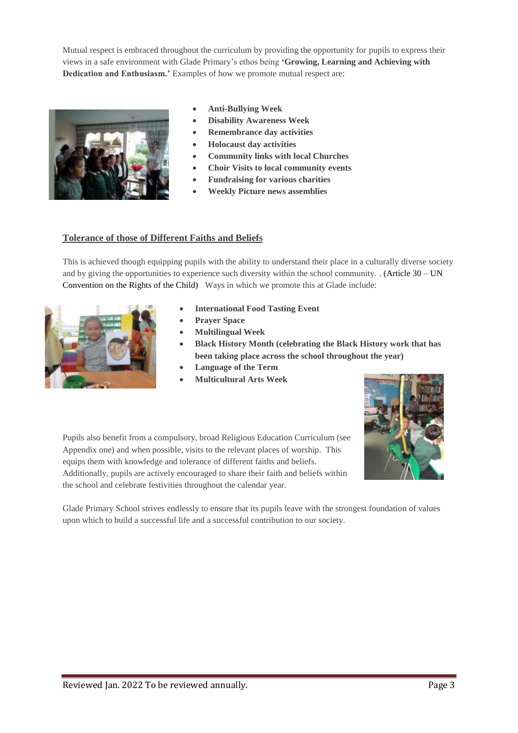Mutual respect is embraced throughout the curriculum by providing the opportunity for pupils to express their views in a safe environment with Glade Primary's ethos being **'Growing, Learning and Achieving with Dedication and Enthusiasm.'** Examples of how we promote mutual respect are:

- **Anti-Bullying Week**
- **Disability Awareness Week**
- **Remembrance day activities**
- **Holocaust day activities**
- **Community links with local Churches**
- **Choir Visits to local community events**
- **Fundraising for various charities**
- **Weekly Picture news assemblies**

## Tolerance of those of Different Faiths and Beliefs

This is achieved though equipping pupils with the ability to understand their place in a culturally diverse society and by giving the opportunities to experience such diversity within the school community. . (Article 30 – UN Convention on the Rights of the Child) Ways in which we promote this at Glade include:

- **International Food Tasting Event**
- **Prayer Space**
- **Multilingual Week**
- **Black History Month (celebrating the Black History work that has been taking place across the school throughout the year)**
- **Language of the Term**
- **Multicultural Arts Week**

Pupils also benefit from a compulsory, broad Religious Education Curriculum (see Appendix one) and when possible, visits to the relevant places of worship. This equips them with knowledge and tolerance of different faiths and beliefs. Additionally, pupils are actively encouraged to share their faith and beliefs within the school and celebrate festivities throughout the calendar year.

Glade Primary School strives endlessly to ensure that its pupils leave with the strongest foundation of values upon which to build a successful life and a successful contribution to our society.